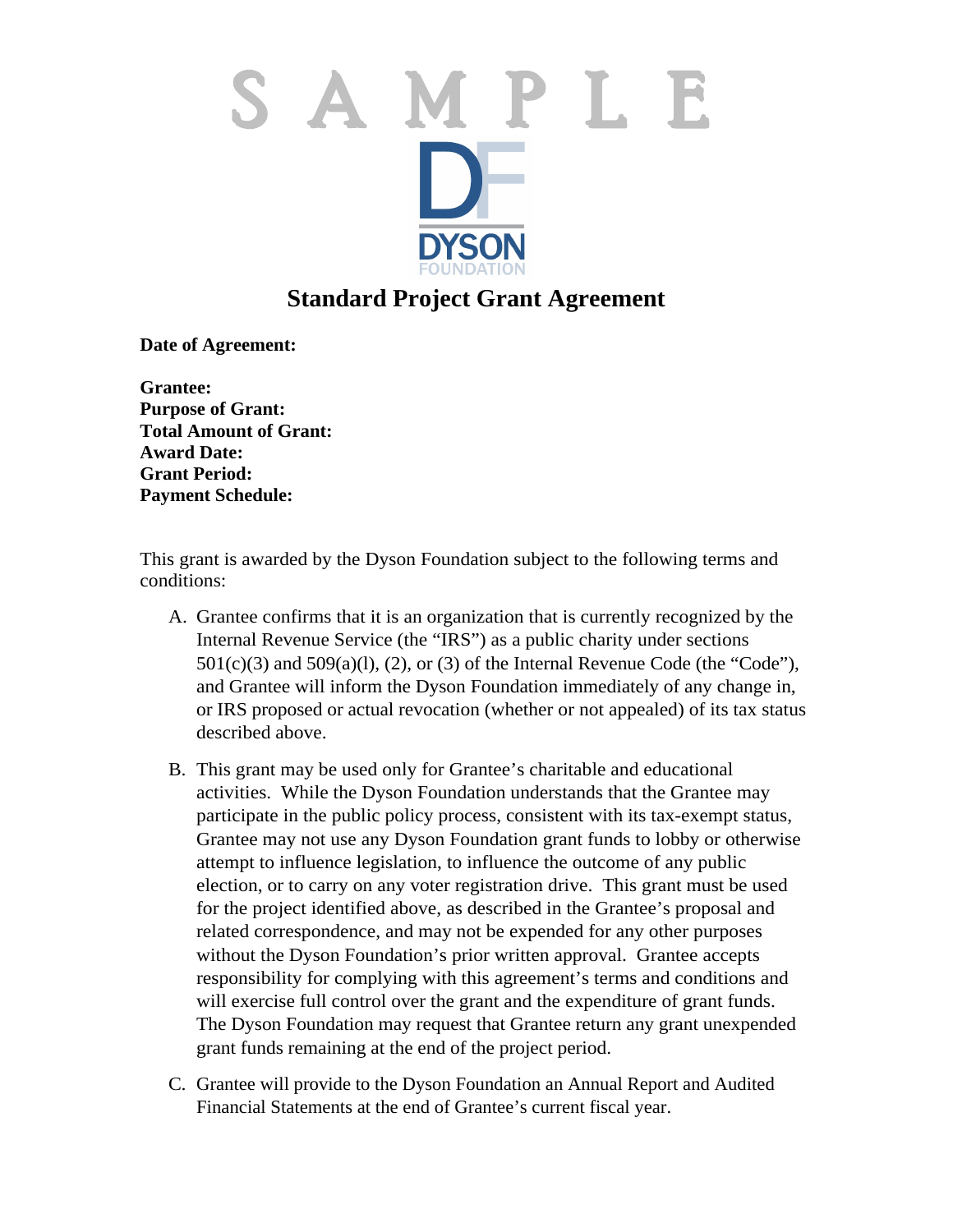SAMPLE

DYSON FOUNDATION

# Standard Project Grant Agreement

**Date of Agreement:**

**Grantee:**
**Purpose of Grant:**
**Total Amount of Grant:**
**Award Date:**
**Grant Period:**
**Payment Schedule:**

This grant is awarded by the Dyson Foundation subject to the following terms and conditions:

A. Grantee confirms that it is an organization that is currently recognized by the Internal Revenue Service (the "IRS") as a public charity under sections 501(c)(3) and 509(a)(l), (2), or (3) of the Internal Revenue Code (the "Code"), and Grantee will inform the Dyson Foundation immediately of any change in, or IRS proposed or actual revocation (whether or not appealed) of its tax status described above.

B. This grant may be used only for Grantee's charitable and educational activities. While the Dyson Foundation understands that the Grantee may participate in the public policy process, consistent with its tax-exempt status, Grantee may not use any Dyson Foundation grant funds to lobby or otherwise attempt to influence legislation, to influence the outcome of any public election, or to carry on any voter registration drive. This grant must be used for the project identified above, as described in the Grantee's proposal and related correspondence, and may not be expended for any other purposes without the Dyson Foundation's prior written approval. Grantee accepts responsibility for complying with this agreement's terms and conditions and will exercise full control over the grant and the expenditure of grant funds. The Dyson Foundation may request that Grantee return any grant unexpended grant funds remaining at the end of the project period.

C. Grantee will provide to the Dyson Foundation an Annual Report and Audited Financial Statements at the end of Grantee's current fiscal year.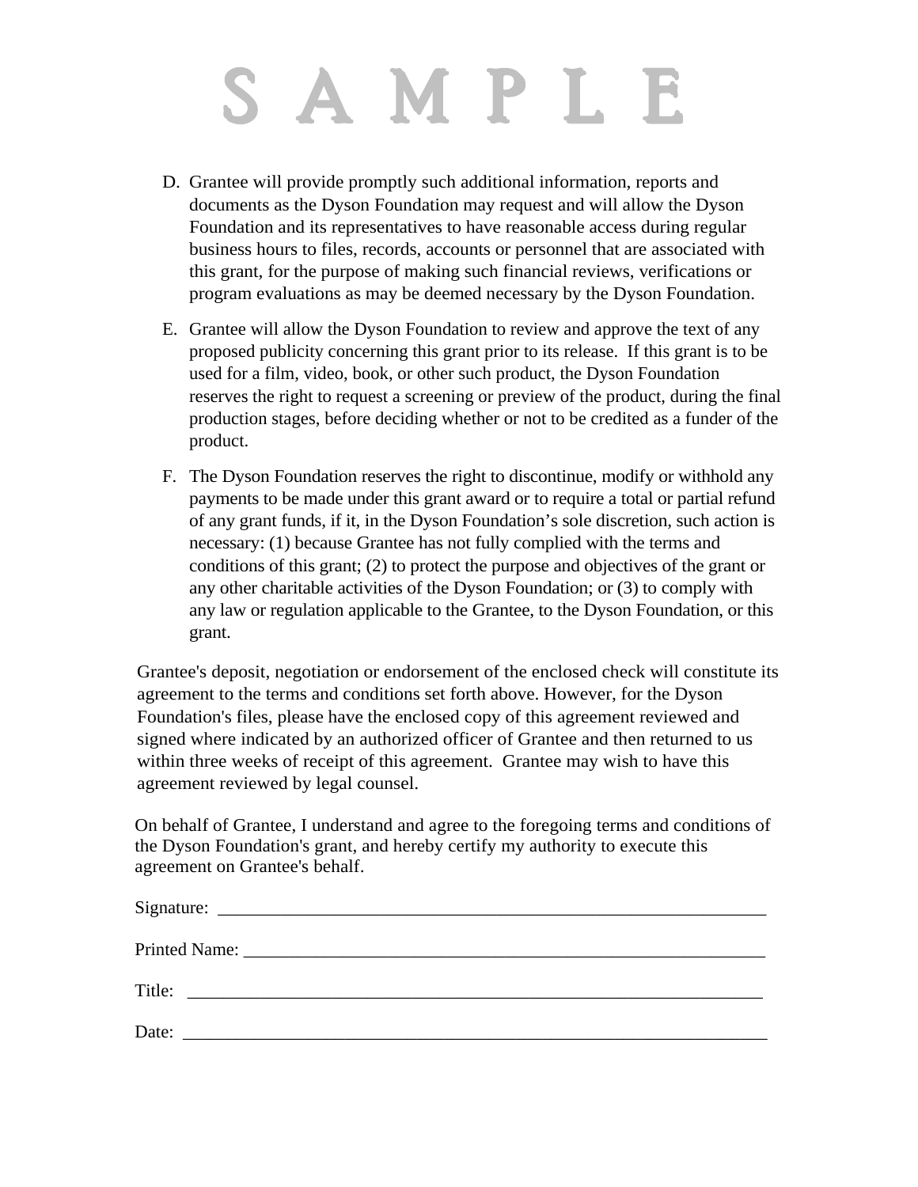# S A M P L E

D. Grantee will provide promptly such additional information, reports and documents as the Dyson Foundation may request and will allow the Dyson Foundation and its representatives to have reasonable access during regular business hours to files, records, accounts or personnel that are associated with this grant, for the purpose of making such financial reviews, verifications or program evaluations as may be deemed necessary by the Dyson Foundation.

E. Grantee will allow the Dyson Foundation to review and approve the text of any proposed publicity concerning this grant prior to its release. If this grant is to be used for a film, video, book, or other such product, the Dyson Foundation reserves the right to request a screening or preview of the product, during the final production stages, before deciding whether or not to be credited as a funder of the product.

F. The Dyson Foundation reserves the right to discontinue, modify or withhold any payments to be made under this grant award or to require a total or partial refund of any grant funds, if it, in the Dyson Foundation's sole discretion, such action is necessary: (1) because Grantee has not fully complied with the terms and conditions of this grant; (2) to protect the purpose and objectives of the grant or any other charitable activities of the Dyson Foundation; or (3) to comply with any law or regulation applicable to the Grantee, to the Dyson Foundation, or this grant.

Grantee's deposit, negotiation or endorsement of the enclosed check will constitute its agreement to the terms and conditions set forth above. However, for the Dyson Foundation's files, please have the enclosed copy of this agreement reviewed and signed where indicated by an authorized officer of Grantee and then returned to us within three weeks of receipt of this agreement. Grantee may wish to have this agreement reviewed by legal counsel.

On behalf of Grantee, I understand and agree to the foregoing terms and conditions of the Dyson Foundation's grant, and hereby certify my authority to execute this agreement on Grantee's behalf.

Signature: ________________________________________________________________

Printed Name: ____________________________________________________________

Title: ____________________________________________________________________

Date: ____________________________________________________________________